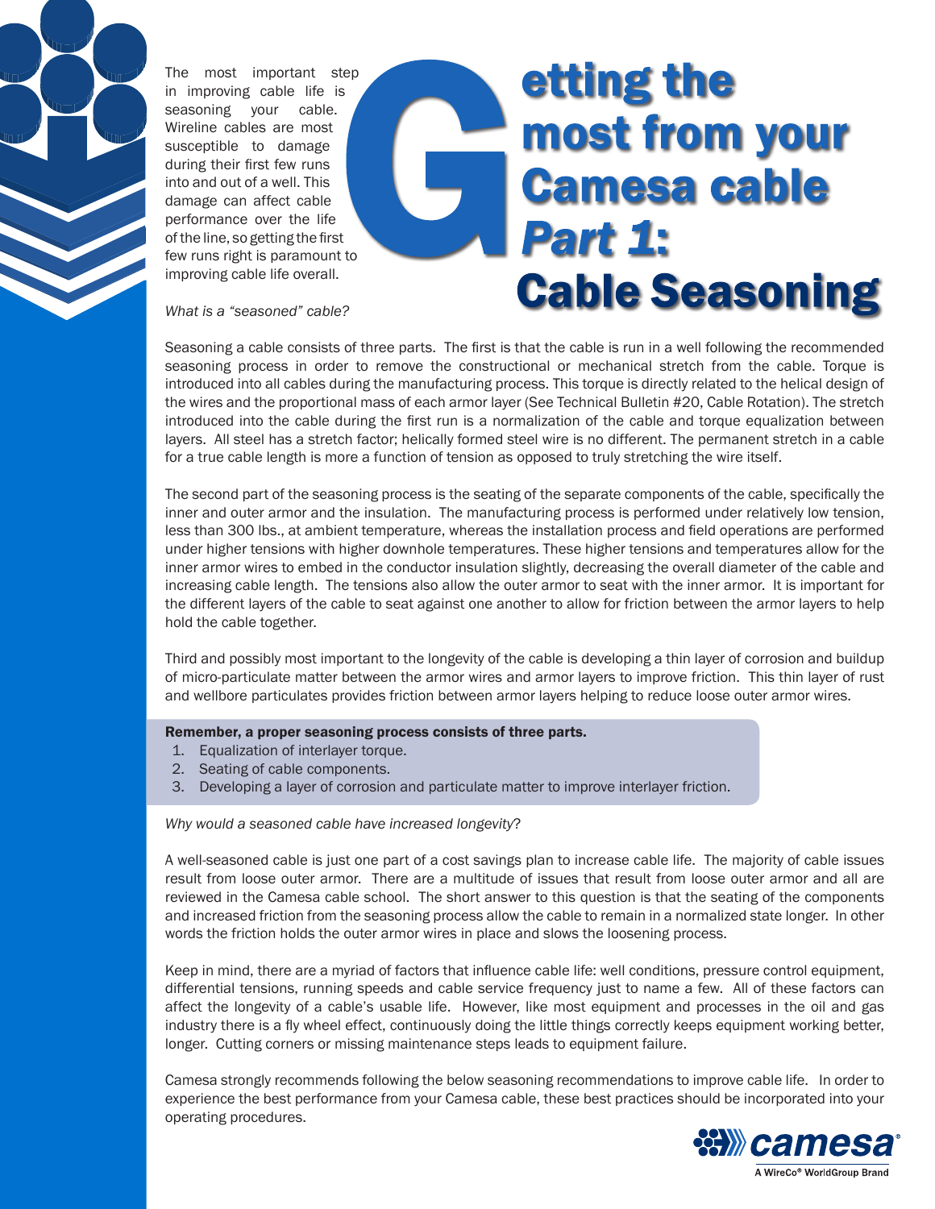# Getting the most from your Camesa cable *Part 1*: Cable Seasoning

The most important step in improving cable life is seasoning your cable. Wireline cables are most susceptible to damage during their first few runs into and out of a well. This damage can affect cable performance over the life of the line, so getting the first few runs right is paramount to improving cable life overall.

*What is a "seasoned" cable?*

Seasoning a cable consists of three parts. The first is that the cable is run in a well following the recommended seasoning process in order to remove the constructional or mechanical stretch from the cable. Torque is introduced into all cables during the manufacturing process. This torque is directly related to the helical design of the wires and the proportional mass of each armor layer (See Technical Bulletin #20, Cable Rotation). The stretch introduced into the cable during the first run is a normalization of the cable and torque equalization between layers. All steel has a stretch factor; helically formed steel wire is no different. The permanent stretch in a cable for a true cable length is more a function of tension as opposed to truly stretching the wire itself.

The second part of the seasoning process is the seating of the separate components of the cable, specifically the inner and outer armor and the insulation. The manufacturing process is performed under relatively low tension, less than 300 lbs., at ambient temperature, whereas the installation process and field operations are performed under higher tensions with higher downhole temperatures. These higher tensions and temperatures allow for the inner armor wires to embed in the conductor insulation slightly, decreasing the overall diameter of the cable and increasing cable length. The tensions also allow the outer armor to seat with the inner armor. It is important for the different layers of the cable to seat against one another to allow for friction between the armor layers to help hold the cable together.

Third and possibly most important to the longevity of the cable is developing a thin layer of corrosion and buildup of micro-particulate matter between the armor wires and armor layers to improve friction. This thin layer of rust and wellbore particulates provides friction between armor layers helping to reduce loose outer armor wires.

**Remember, a proper seasoning process consists of three parts.**

1. Equalization of interlayer torque.
2. Seating of cable components.
3. Developing a layer of corrosion and particulate matter to improve interlayer friction.

*Why would a seasoned cable have increased longevity?*

A well-seasoned cable is just one part of a cost savings plan to increase cable life. The majority of cable issues result from loose outer armor. There are a multitude of issues that result from loose outer armor and all are reviewed in the Camesa cable school. The short answer to this question is that the seating of the components and increased friction from the seasoning process allow the cable to remain in a normalized state longer. In other words the friction holds the outer armor wires in place and slows the loosening process.

Keep in mind, there are a myriad of factors that influence cable life: well conditions, pressure control equipment, differential tensions, running speeds and cable service frequency just to name a few. All of these factors can affect the longevity of a cable's usable life. However, like most equipment and processes in the oil and gas industry there is a fly wheel effect, continuously doing the little things correctly keeps equipment working better, longer. Cutting corners or missing maintenance steps leads to equipment failure.

Camesa strongly recommends following the below seasoning recommendations to improve cable life. In order to experience the best performance from your Camesa cable, these best practices should be incorporated into your operating procedures.

camesa® A WireCo® WorldGroup Brand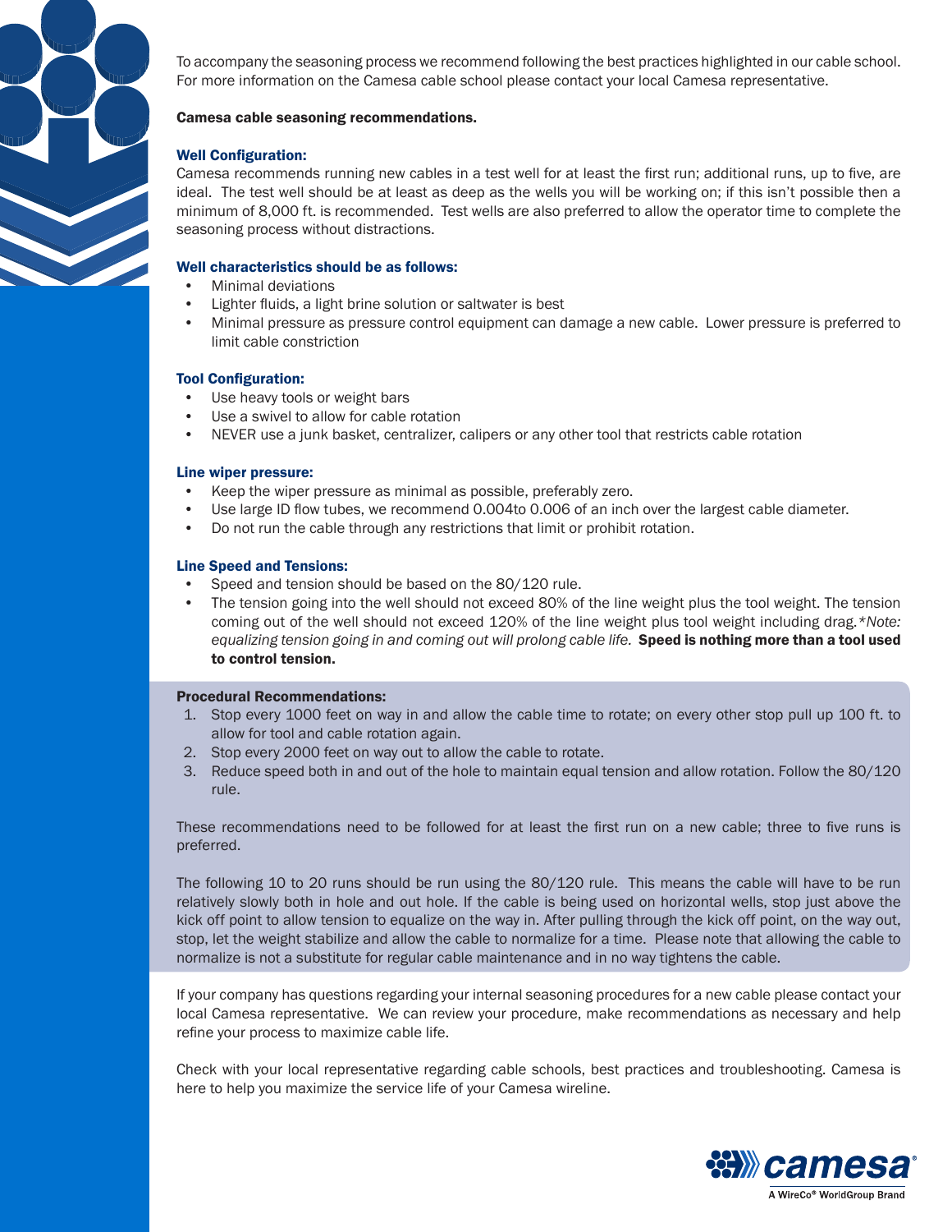To accompany the seasoning process we recommend following the best practices highlighted in our cable school. For more information on the Camesa cable school please contact your local Camesa representative.

**Camesa cable seasoning recommendations.**

### Well Configuration:

Camesa recommends running new cables in a test well for at least the first run; additional runs, up to five, are ideal. The test well should be at least as deep as the wells you will be working on; if this isn't possible then a minimum of 8,000 ft. is recommended. Test wells are also preferred to allow the operator time to complete the seasoning process without distractions.

### Well characteristics should be as follows:

- Minimal deviations
- Lighter fluids, a light brine solution or saltwater is best
- Minimal pressure as pressure control equipment can damage a new cable. Lower pressure is preferred to limit cable constriction

### Tool Configuration:

- Use heavy tools or weight bars
- Use a swivel to allow for cable rotation
- NEVER use a junk basket, centralizer, calipers or any other tool that restricts cable rotation

### Line wiper pressure:

- Keep the wiper pressure as minimal as possible, preferably zero.
- Use large ID flow tubes, we recommend 0.004to 0.006 of an inch over the largest cable diameter.
- Do not run the cable through any restrictions that limit or prohibit rotation.

### Line Speed and Tensions:

- Speed and tension should be based on the 80/120 rule.
- The tension going into the well should not exceed 80% of the line weight plus the tool weight. The tension coming out of the well should not exceed 120% of the line weight plus tool weight including drag.*\*Note: equalizing tension going in and coming out will prolong cable life.* **Speed is nothing more than a tool used to control tension.**

### Procedural Recommendations:

1. Stop every 1000 feet on way in and allow the cable time to rotate; on every other stop pull up 100 ft. to allow for tool and cable rotation again.
2. Stop every 2000 feet on way out to allow the cable to rotate.
3. Reduce speed both in and out of the hole to maintain equal tension and allow rotation. Follow the 80/120 rule.

These recommendations need to be followed for at least the first run on a new cable; three to five runs is preferred.

The following 10 to 20 runs should be run using the 80/120 rule. This means the cable will have to be run relatively slowly both in hole and out hole. If the cable is being used on horizontal wells, stop just above the kick off point to allow tension to equalize on the way in. After pulling through the kick off point, on the way out, stop, let the weight stabilize and allow the cable to normalize for a time. Please note that allowing the cable to normalize is not a substitute for regular cable maintenance and in no way tightens the cable.

If your company has questions regarding your internal seasoning procedures for a new cable please contact your local Camesa representative. We can review your procedure, make recommendations as necessary and help refine your process to maximize cable life.

Check with your local representative regarding cable schools, best practices and troubleshooting. Camesa is here to help you maximize the service life of your Camesa wireline.

camesa®
A WireCo® WorldGroup Brand